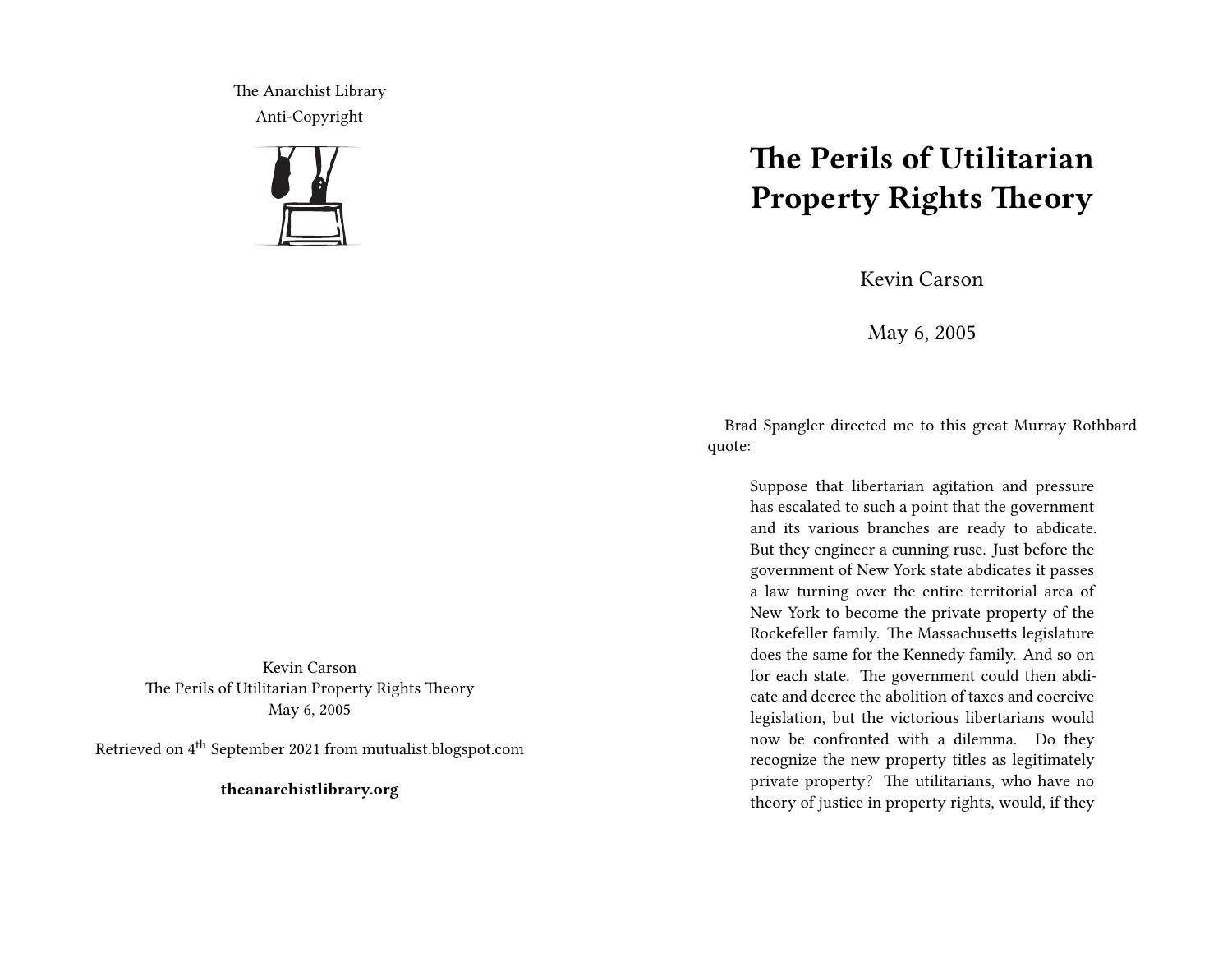The Anarchist Library
Anti-Copyright

Kevin Carson
The Perils of Utilitarian Property Rights Theory
May 6, 2005

Retrieved on 4th September 2021 from mutualist.blogspot.com

**theanarchistlibrary.org**

# The Perils of Utilitarian Property Rights Theory

Kevin Carson

May 6, 2005

Brad Spangler directed me to this great Murray Rothbard quote:

> Suppose that libertarian agitation and pressure has escalated to such a point that the government and its various branches are ready to abdicate. But they engineer a cunning ruse. Just before the government of New York state abdicates it passes a law turning over the entire territorial area of New York to become the private property of the Rockefeller family. The Massachusetts legislature does the same for the Kennedy family. And so on for each state. The government could then abdicate and decree the abolition of taxes and coercive legislation, but the victorious libertarians would now be confronted with a dilemma. Do they recognize the new property titles as legitimately private property? The utilitarians, who have no theory of justice in property rights, would, if they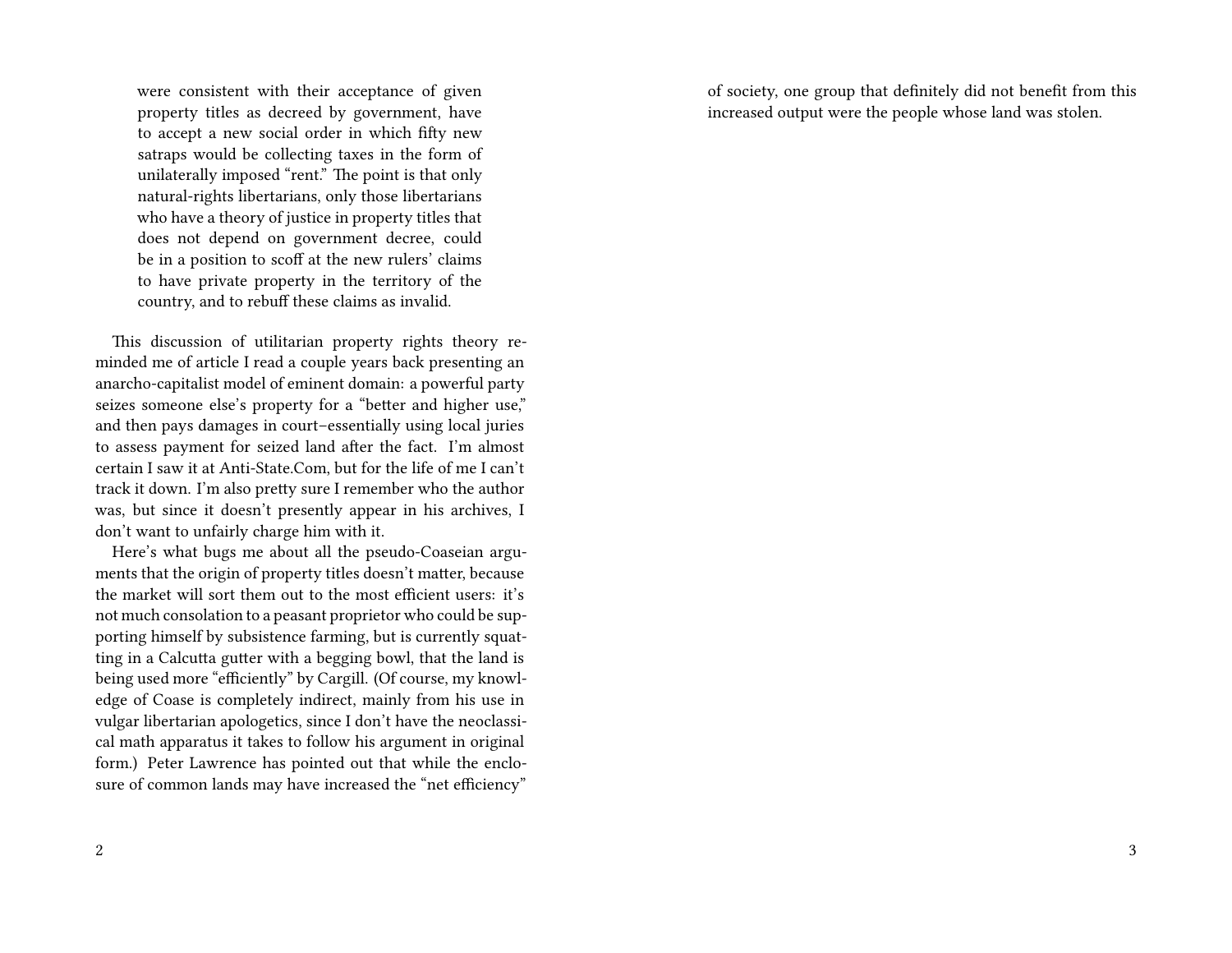> were consistent with their acceptance of given property titles as decreed by government, have to accept a new social order in which fifty new satraps would be collecting taxes in the form of unilaterally imposed "rent." The point is that only natural-rights libertarians, only those libertarians who have a theory of justice in property titles that does not depend on government decree, could be in a position to scoff at the new rulers' claims to have private property in the territory of the country, and to rebuff these claims as invalid.

This discussion of utilitarian property rights theory reminded me of article I read a couple years back presenting an anarcho-capitalist model of eminent domain: a powerful party seizes someone else's property for a "better and higher use," and then pays damages in court–essentially using local juries to assess payment for seized land after the fact. I'm almost certain I saw it at Anti-State.Com, but for the life of me I can't track it down. I'm also pretty sure I remember who the author was, but since it doesn't presently appear in his archives, I don't want to unfairly charge him with it.

Here's what bugs me about all the pseudo-Coaseian arguments that the origin of property titles doesn't matter, because the market will sort them out to the most efficient users: it's not much consolation to a peasant proprietor who could be supporting himself by subsistence farming, but is currently squatting in a Calcutta gutter with a begging bowl, that the land is being used more "efficiently" by Cargill. (Of course, my knowledge of Coase is completely indirect, mainly from his use in vulgar libertarian apologetics, since I don't have the neoclassical math apparatus it takes to follow his argument in original form.) Peter Lawrence has pointed out that while the enclosure of common lands may have increased the "net efficiency" of society, one group that definitely did not benefit from this increased output were the people whose land was stolen.